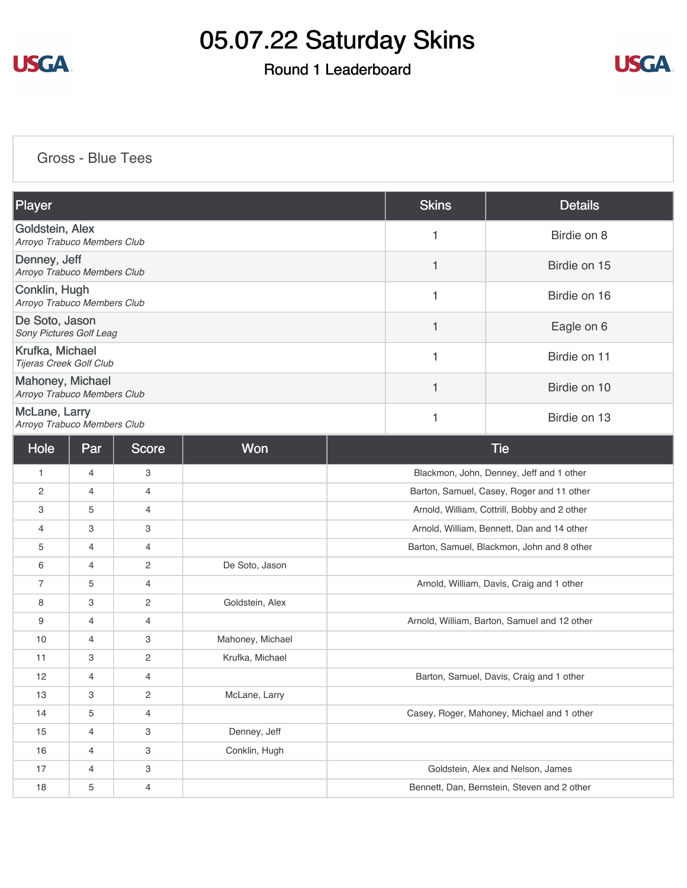# 05.07.22 Saturday Skins

## Round 1 Leaderboard

### Gross - Blue Tees

| Player | Skins | Details |
|---|---|---|
| Goldstein, Alex<br>*Arroyo Trabuco Members Club* | 1 | Birdie on 8 |
| Denney, Jeff<br>*Arroyo Trabuco Members Club* | 1 | Birdie on 15 |
| Conklin, Hugh<br>*Arroyo Trabuco Members Club* | 1 | Birdie on 16 |
| De Soto, Jason<br>*Sony Pictures Golf Leag* | 1 | Eagle on 6 |
| Krufka, Michael<br>*Tijeras Creek Golf Club* | 1 | Birdie on 11 |
| Mahoney, Michael<br>*Arroyo Trabuco Members Club* | 1 | Birdie on 10 |
| McLane, Larry<br>*Arroyo Trabuco Members Club* | 1 | Birdie on 13 |

| Hole | Par | Score | Won | Tie |
|---|---|---|---|---|
| 1 | 4 | 3 | | Blackmon, John, Denney, Jeff and 1 other |
| 2 | 4 | 4 | | Barton, Samuel, Casey, Roger and 11 other |
| 3 | 5 | 4 | | Arnold, William, Cottrill, Bobby and 2 other |
| 4 | 3 | 3 | | Arnold, William, Bennett, Dan and 14 other |
| 5 | 4 | 4 | | Barton, Samuel, Blackmon, John and 8 other |
| 6 | 4 | 2 | De Soto, Jason | |
| 7 | 5 | 4 | | Arnold, William, Davis, Craig and 1 other |
| 8 | 3 | 2 | Goldstein, Alex | |
| 9 | 4 | 4 | | Arnold, William, Barton, Samuel and 12 other |
| 10 | 4 | 3 | Mahoney, Michael | |
| 11 | 3 | 2 | Krufka, Michael | |
| 12 | 4 | 4 | | Barton, Samuel, Davis, Craig and 1 other |
| 13 | 3 | 2 | McLane, Larry | |
| 14 | 5 | 4 | | Casey, Roger, Mahoney, Michael and 1 other |
| 15 | 4 | 3 | Denney, Jeff | |
| 16 | 4 | 3 | Conklin, Hugh | |
| 17 | 4 | 3 | | Goldstein, Alex and Nelson, James |
| 18 | 5 | 4 | | Bennett, Dan, Bernstein, Steven and 2 other |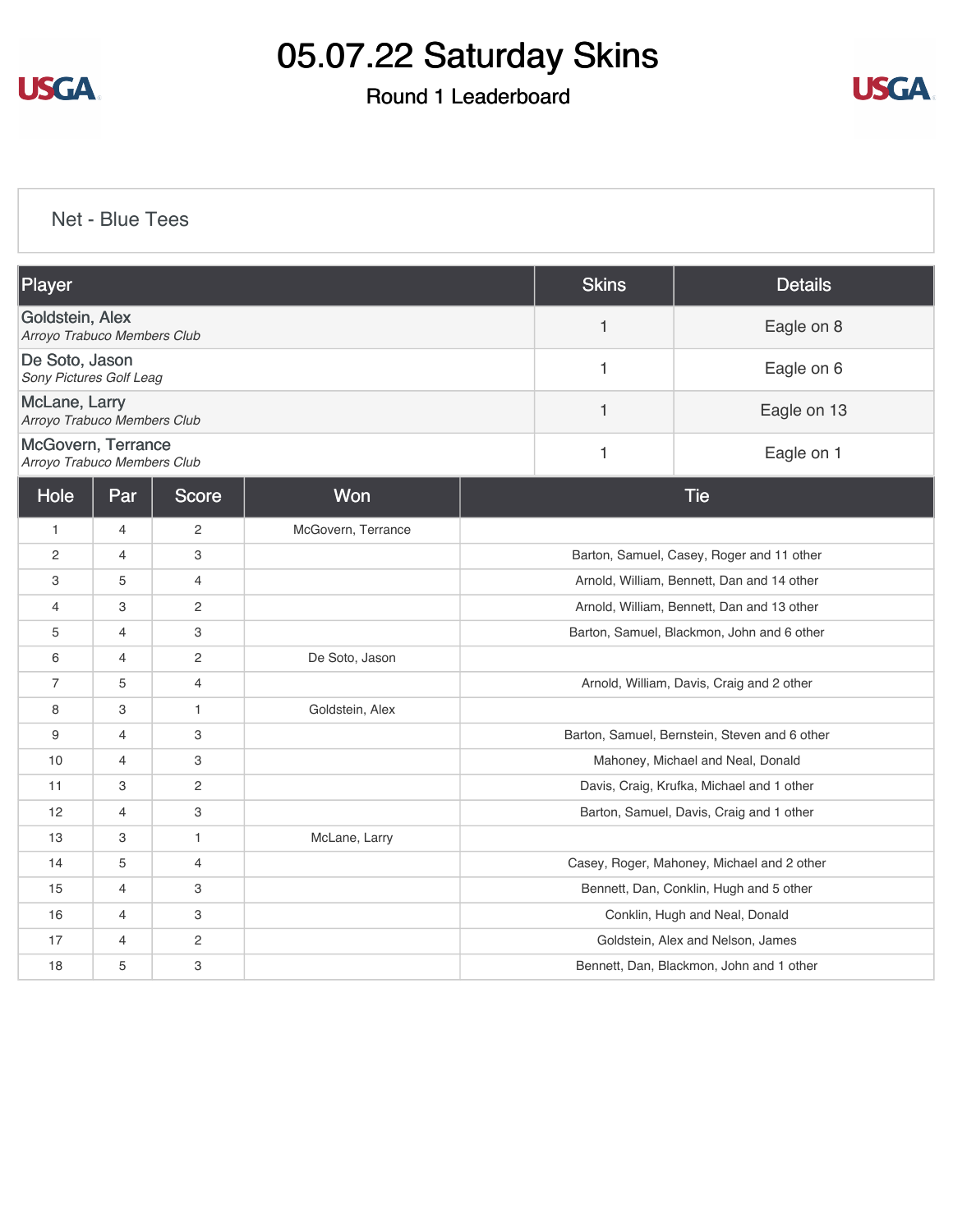# 05.07.22 Saturday Skins

## Round 1 Leaderboard

### Net - Blue Tees

| Player | Skins | Details |
|---|---|---|
| Goldstein, Alex *Arroyo Trabuco Members Club* | 1 | Eagle on 8 |
| De Soto, Jason *Sony Pictures Golf Leag* | 1 | Eagle on 6 |
| McLane, Larry *Arroyo Trabuco Members Club* | 1 | Eagle on 13 |
| McGovern, Terrance *Arroyo Trabuco Members Club* | 1 | Eagle on 1 |

| Hole | Par | Score | Won | Tie |
|---|---|---|---|---|
| 1 | 4 | 2 | McGovern, Terrance | |
| 2 | 4 | 3 | | Barton, Samuel, Casey, Roger and 11 other |
| 3 | 5 | 4 | | Arnold, William, Bennett, Dan and 14 other |
| 4 | 3 | 2 | | Arnold, William, Bennett, Dan and 13 other |
| 5 | 4 | 3 | | Barton, Samuel, Blackmon, John and 6 other |
| 6 | 4 | 2 | De Soto, Jason | |
| 7 | 5 | 4 | | Arnold, William, Davis, Craig and 2 other |
| 8 | 3 | 1 | Goldstein, Alex | |
| 9 | 4 | 3 | | Barton, Samuel, Bernstein, Steven and 6 other |
| 10 | 4 | 3 | | Mahoney, Michael and Neal, Donald |
| 11 | 3 | 2 | | Davis, Craig, Krufka, Michael and 1 other |
| 12 | 4 | 3 | | Barton, Samuel, Davis, Craig and 1 other |
| 13 | 3 | 1 | McLane, Larry | |
| 14 | 5 | 4 | | Casey, Roger, Mahoney, Michael and 2 other |
| 15 | 4 | 3 | | Bennett, Dan, Conklin, Hugh and 5 other |
| 16 | 4 | 3 | | Conklin, Hugh and Neal, Donald |
| 17 | 4 | 2 | | Goldstein, Alex and Nelson, James |
| 18 | 5 | 3 | | Bennett, Dan, Blackmon, John and 1 other |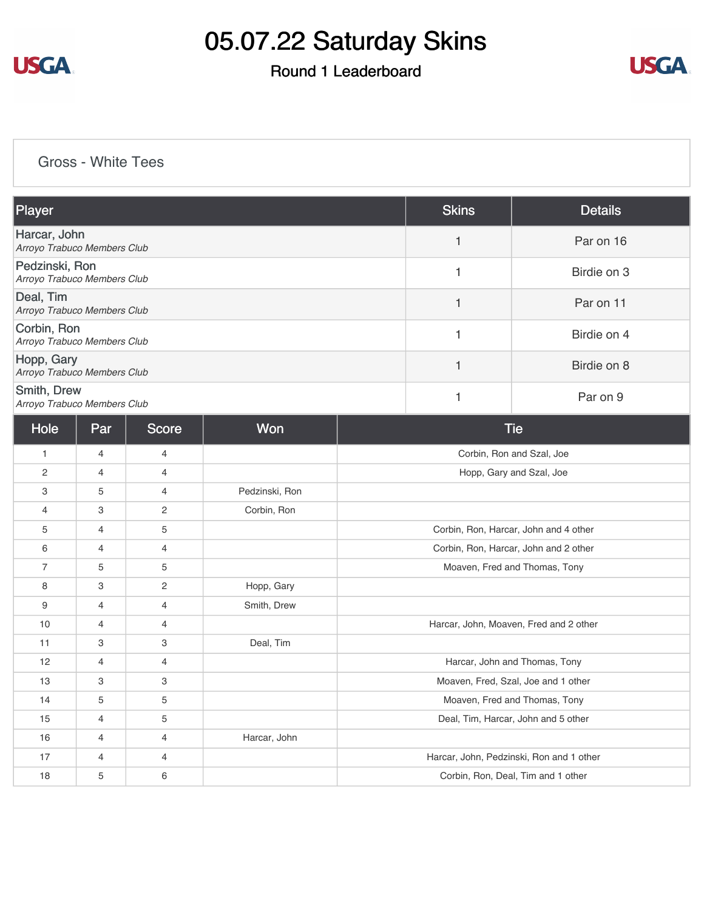# 05.07.22 Saturday Skins

## Round 1 Leaderboard

### Gross - White Tees

| Player | Skins | Details |
|---|---|---|
| Harcar, John<br>*Arroyo Trabuco Members Club* | 1 | Par on 16 |
| Pedzinski, Ron<br>*Arroyo Trabuco Members Club* | 1 | Birdie on 3 |
| Deal, Tim<br>*Arroyo Trabuco Members Club* | 1 | Par on 11 |
| Corbin, Ron<br>*Arroyo Trabuco Members Club* | 1 | Birdie on 4 |
| Hopp, Gary<br>*Arroyo Trabuco Members Club* | 1 | Birdie on 8 |
| Smith, Drew<br>*Arroyo Trabuco Members Club* | 1 | Par on 9 |

| Hole | Par | Score | Won | Tie |
|---|---|---|---|---|
| 1 | 4 | 4 | | Corbin, Ron and Szal, Joe |
| 2 | 4 | 4 | | Hopp, Gary and Szal, Joe |
| 3 | 5 | 4 | Pedzinski, Ron | |
| 4 | 3 | 2 | Corbin, Ron | |
| 5 | 4 | 5 | | Corbin, Ron, Harcar, John and 4 other |
| 6 | 4 | 4 | | Corbin, Ron, Harcar, John and 2 other |
| 7 | 5 | 5 | | Moaven, Fred and Thomas, Tony |
| 8 | 3 | 2 | Hopp, Gary | |
| 9 | 4 | 4 | Smith, Drew | |
| 10 | 4 | 4 | | Harcar, John, Moaven, Fred and 2 other |
| 11 | 3 | 3 | Deal, Tim | |
| 12 | 4 | 4 | | Harcar, John and Thomas, Tony |
| 13 | 3 | 3 | | Moaven, Fred, Szal, Joe and 1 other |
| 14 | 5 | 5 | | Moaven, Fred and Thomas, Tony |
| 15 | 4 | 5 | | Deal, Tim, Harcar, John and 5 other |
| 16 | 4 | 4 | Harcar, John | |
| 17 | 4 | 4 | | Harcar, John, Pedzinski, Ron and 1 other |
| 18 | 5 | 6 | | Corbin, Ron, Deal, Tim and 1 other |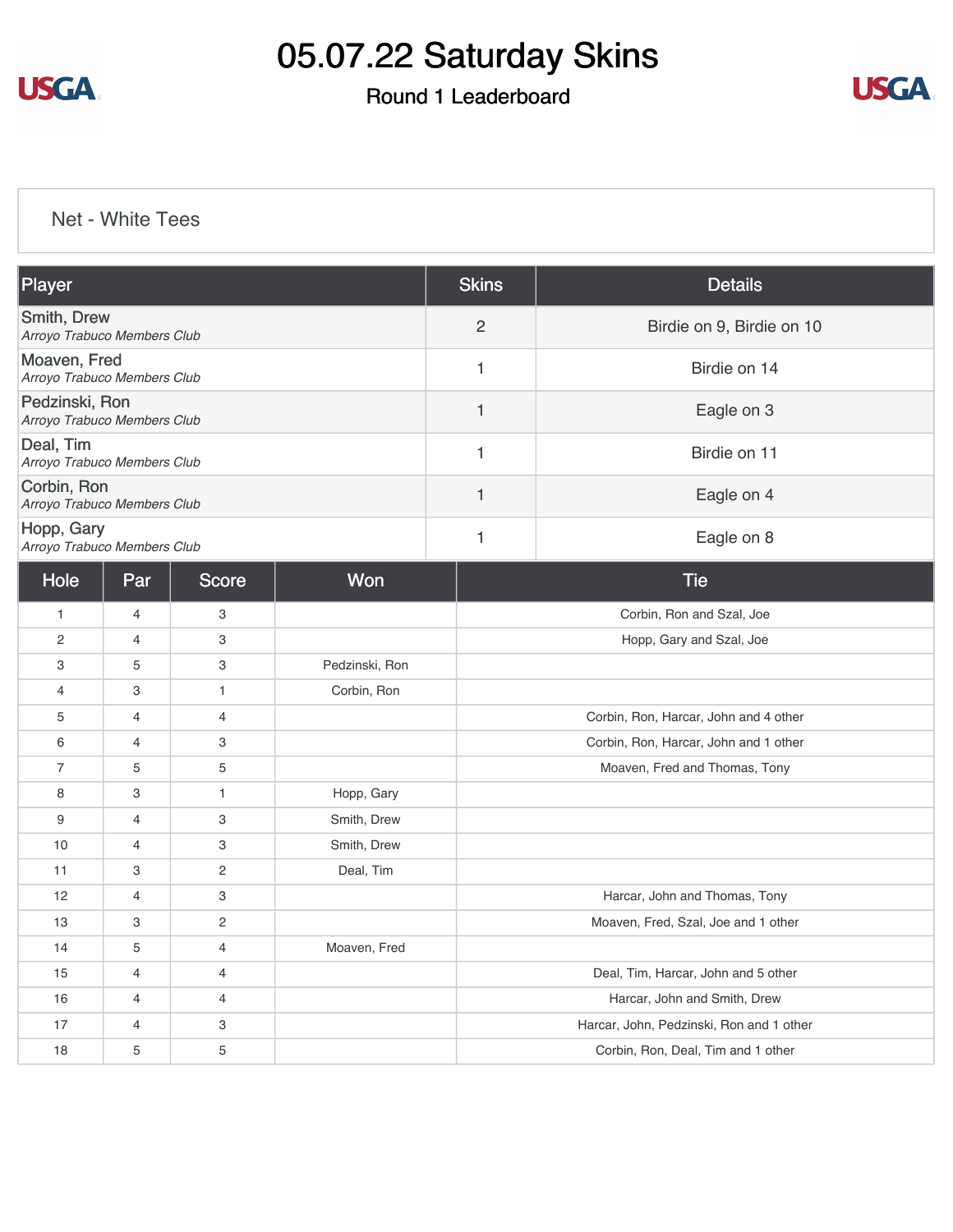# 05.07.22 Saturday Skins

## Round 1 Leaderboard

### Net - White Tees

| Player | Skins | Details |
|---|---|---|
| Smith, Drew<br>*Arroyo Trabuco Members Club* | 2 | Birdie on 9, Birdie on 10 |
| Moaven, Fred<br>*Arroyo Trabuco Members Club* | 1 | Birdie on 14 |
| Pedzinski, Ron<br>*Arroyo Trabuco Members Club* | 1 | Eagle on 3 |
| Deal, Tim<br>*Arroyo Trabuco Members Club* | 1 | Birdie on 11 |
| Corbin, Ron<br>*Arroyo Trabuco Members Club* | 1 | Eagle on 4 |
| Hopp, Gary<br>*Arroyo Trabuco Members Club* | 1 | Eagle on 8 |

| Hole | Par | Score | Won | Tie |
|---|---|---|---|---|
| 1 | 4 | 3 | | Corbin, Ron and Szal, Joe |
| 2 | 4 | 3 | | Hopp, Gary and Szal, Joe |
| 3 | 5 | 3 | Pedzinski, Ron | |
| 4 | 3 | 1 | Corbin, Ron | |
| 5 | 4 | 4 | | Corbin, Ron, Harcar, John and 4 other |
| 6 | 4 | 3 | | Corbin, Ron, Harcar, John and 1 other |
| 7 | 5 | 5 | | Moaven, Fred and Thomas, Tony |
| 8 | 3 | 1 | Hopp, Gary | |
| 9 | 4 | 3 | Smith, Drew | |
| 10 | 4 | 3 | Smith, Drew | |
| 11 | 3 | 2 | Deal, Tim | |
| 12 | 4 | 3 | | Harcar, John and Thomas, Tony |
| 13 | 3 | 2 | | Moaven, Fred, Szal, Joe and 1 other |
| 14 | 5 | 4 | Moaven, Fred | |
| 15 | 4 | 4 | | Deal, Tim, Harcar, John and 5 other |
| 16 | 4 | 4 | | Harcar, John and Smith, Drew |
| 17 | 4 | 3 | | Harcar, John, Pedzinski, Ron and 1 other |
| 18 | 5 | 5 | | Corbin, Ron, Deal, Tim and 1 other |